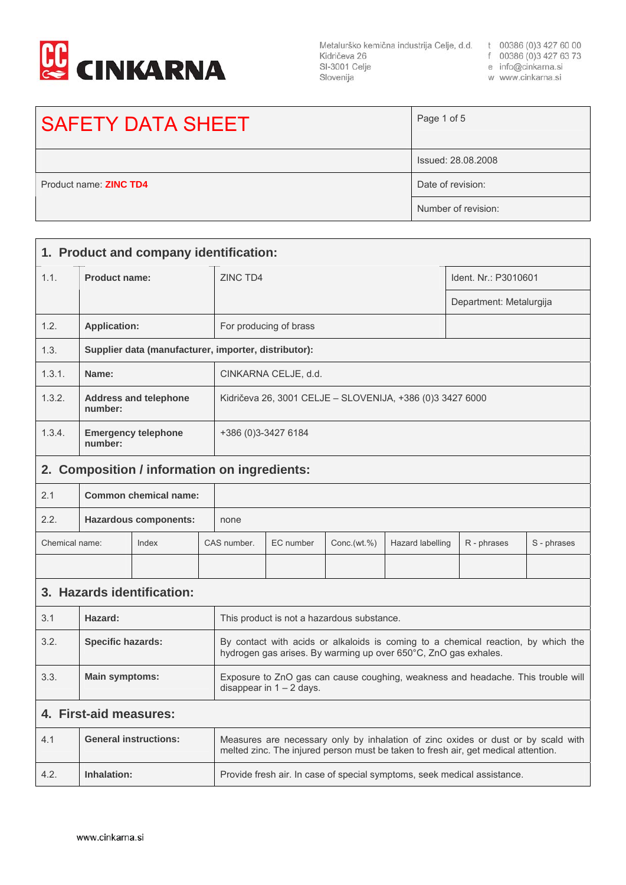CINKARNA

Metalurško kemična industrija Celje, d.d.
Kidričeva 26
SI-3001 Celje
Slovenija

t 00386 (0)3 427 60 00
f 00386 (0)3 427 63 73
e info@cinkarna.si
w www.cinkarna.si

| SAFETY DATA SHEET | Page 1 of 5 |
|---|---|
| | Issued: 28.08.2008 |
| Product name: **ZINC TD4** | Date of revision: |
| | Number of revision: |

## 1. Product and company identification:

| | | | |
|---|---|---|---|
| 1.1. | **Product name:** | ZINC TD4 | Ident. Nr.: P3010601 |
| | | | Department: Metalurgija |
| 1.2. | **Application:** | For producing of brass | |
| 1.3. | **Supplier data (manufacturer, importer, distributor):** | | |
| 1.3.1. | **Name:** | CINKARNA CELJE, d.d. | |
| 1.3.2. | **Address and telephone number:** | Kidričeva 26, 3001 CELJE – SLOVENIJA, +386 (0)3 3427 6000 | |
| 1.3.4. | **Emergency telephone number:** | +386 (0)3-3427 6184 | |

## 2. Composition / information on ingredients:

| | | |
|---|---|---|
| 2.1 | **Common chemical name:** | |
| 2.2. | **Hazardous components:** | none |

| Chemical name: | Index | CAS number. | EC number | Conc.(wt.%) | Hazard labelling | R - phrases | S - phrases |
|---|---|---|---|---|---|---|---|
| | | | | | | | |

## 3. Hazards identification:

| | | |
|---|---|---|
| 3.1 | **Hazard:** | This product is not a hazardous substance. |
| 3.2. | **Specific hazards:** | By contact with acids or alkaloids is coming to a chemical reaction, by which the hydrogen gas arises. By warming up over 650°C, ZnO gas exhales. |
| 3.3. | **Main symptoms:** | Exposure to ZnO gas can cause coughing, weakness and headache. This trouble will disappear in 1 – 2 days. |

## 4. First-aid measures:

| | | |
|---|---|---|
| 4.1 | **General instructions:** | Measures are necessary only by inhalation of zinc oxides or dust or by scald with melted zinc. The injured person must be taken to fresh air, get medical attention. |
| 4.2. | **Inhalation:** | Provide fresh air. In case of special symptoms, seek medical assistance. |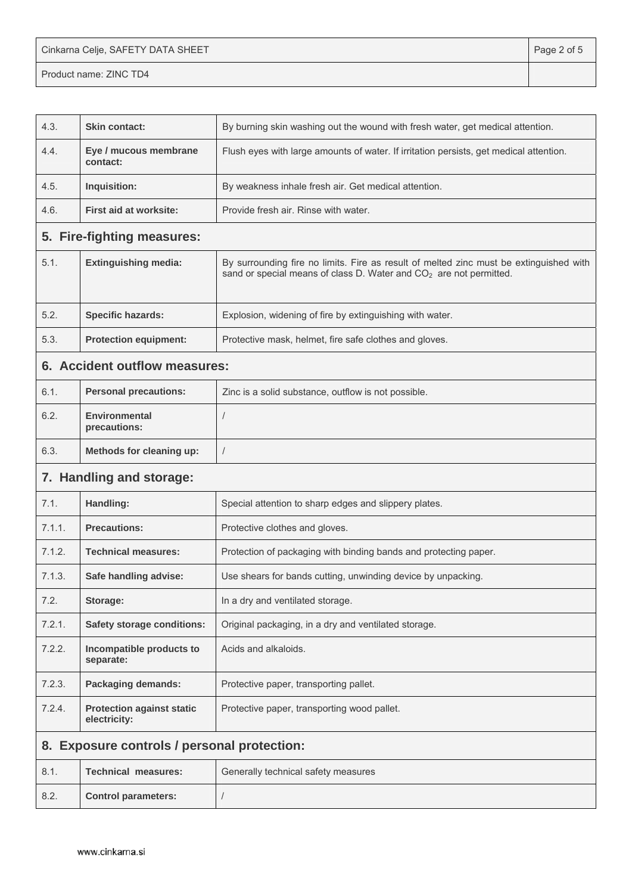| | | |
|---|---|---|
| 4.3. | **Skin contact:** | By burning skin washing out the wound with fresh water, get medical attention. |
| 4.4. | **Eye / mucous membrane contact:** | Flush eyes with large amounts of water. If irritation persists, get medical attention. |
| 4.5. | **Inquisition:** | By weakness inhale fresh air. Get medical attention. |
| 4.6. | **First aid at worksite:** | Provide fresh air. Rinse with water. |

## 5. Fire-fighting measures:

| | | |
|---|---|---|
| 5.1. | **Extinguishing media:** | By surrounding fire no limits. Fire as result of melted zinc must be extinguished with sand or special means of class D. Water and $CO_2$ are not permitted. |
| 5.2. | **Specific hazards:** | Explosion, widening of fire by extinguishing with water. |
| 5.3. | **Protection equipment:** | Protective mask, helmet, fire safe clothes and gloves. |

## 6. Accident outflow measures:

| | | |
|---|---|---|
| 6.1. | **Personal precautions:** | Zinc is a solid substance, outflow is not possible. |
| 6.2. | **Environmental precautions:** | / |
| 6.3. | **Methods for cleaning up:** | / |

## 7. Handling and storage:

| | | |
|---|---|---|
| 7.1. | **Handling:** | Special attention to sharp edges and slippery plates. |
| 7.1.1. | **Precautions:** | Protective clothes and gloves. |
| 7.1.2. | **Technical measures:** | Protection of packaging with binding bands and protecting paper. |
| 7.1.3. | **Safe handling advise:** | Use shears for bands cutting, unwinding device by unpacking. |
| 7.2. | **Storage:** | In a dry and ventilated storage. |
| 7.2.1. | **Safety storage conditions:** | Original packaging, in a dry and ventilated storage. |
| 7.2.2. | **Incompatible products to separate:** | Acids and alkaloids. |
| 7.2.3. | **Packaging demands:** | Protective paper, transporting pallet. |
| 7.2.4. | **Protection against static electricity:** | Protective paper, transporting wood pallet. |

## 8. Exposure controls / personal protection:

| | | |
|---|---|---|
| 8.1. | **Technical measures:** | Generally technical safety measures |
| 8.2. | **Control parameters:** | / |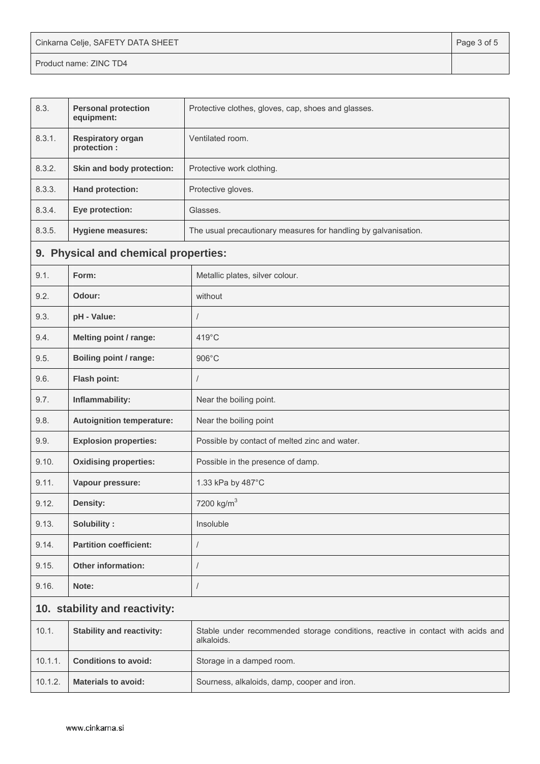| | | |
|---|---|---|
| 8.3. | **Personal protection equipment:** | Protective clothes, gloves, cap, shoes and glasses. |
| 8.3.1. | **Respiratory organ protection :** | Ventilated room. |
| 8.3.2. | **Skin and body protection:** | Protective work clothing. |
| 8.3.3. | **Hand protection:** | Protective gloves. |
| 8.3.4. | **Eye protection:** | Glasses. |
| 8.3.5. | **Hygiene measures:** | The usual precautionary measures for handling by galvanisation. |

## 9. Physical and chemical properties:

| | | |
|---|---|---|
| 9.1. | **Form:** | Metallic plates, silver colour. |
| 9.2. | **Odour:** | without |
| 9.3. | **pH - Value:** | / |
| 9.4. | **Melting point / range:** | 419°C |
| 9.5. | **Boiling point / range:** | 906°C |
| 9.6. | **Flash point:** | / |
| 9.7. | **Inflammability:** | Near the boiling point. |
| 9.8. | **Autoignition temperature:** | Near the boiling point |
| 9.9. | **Explosion properties:** | Possible by contact of melted zinc and water. |
| 9.10. | **Oxidising properties:** | Possible in the presence of damp. |
| 9.11. | **Vapour pressure:** | 1.33 kPa by 487°C |
| 9.12. | **Density:** | 7200 kg/$m^3$ |
| 9.13. | **Solubility :** | Insoluble |
| 9.14. | **Partition coefficient:** | / |
| 9.15. | **Other information:** | / |
| 9.16. | **Note:** | / |

## 10. stability and reactivity:

| | | |
|---|---|---|
| 10.1. | **Stability and reactivity:** | Stable under recommended storage conditions, reactive in contact with acids and alkaloids. |
| 10.1.1. | **Conditions to avoid:** | Storage in a damped room. |
| 10.1.2. | **Materials to avoid:** | Sourness, alkaloids, damp, cooper and iron. |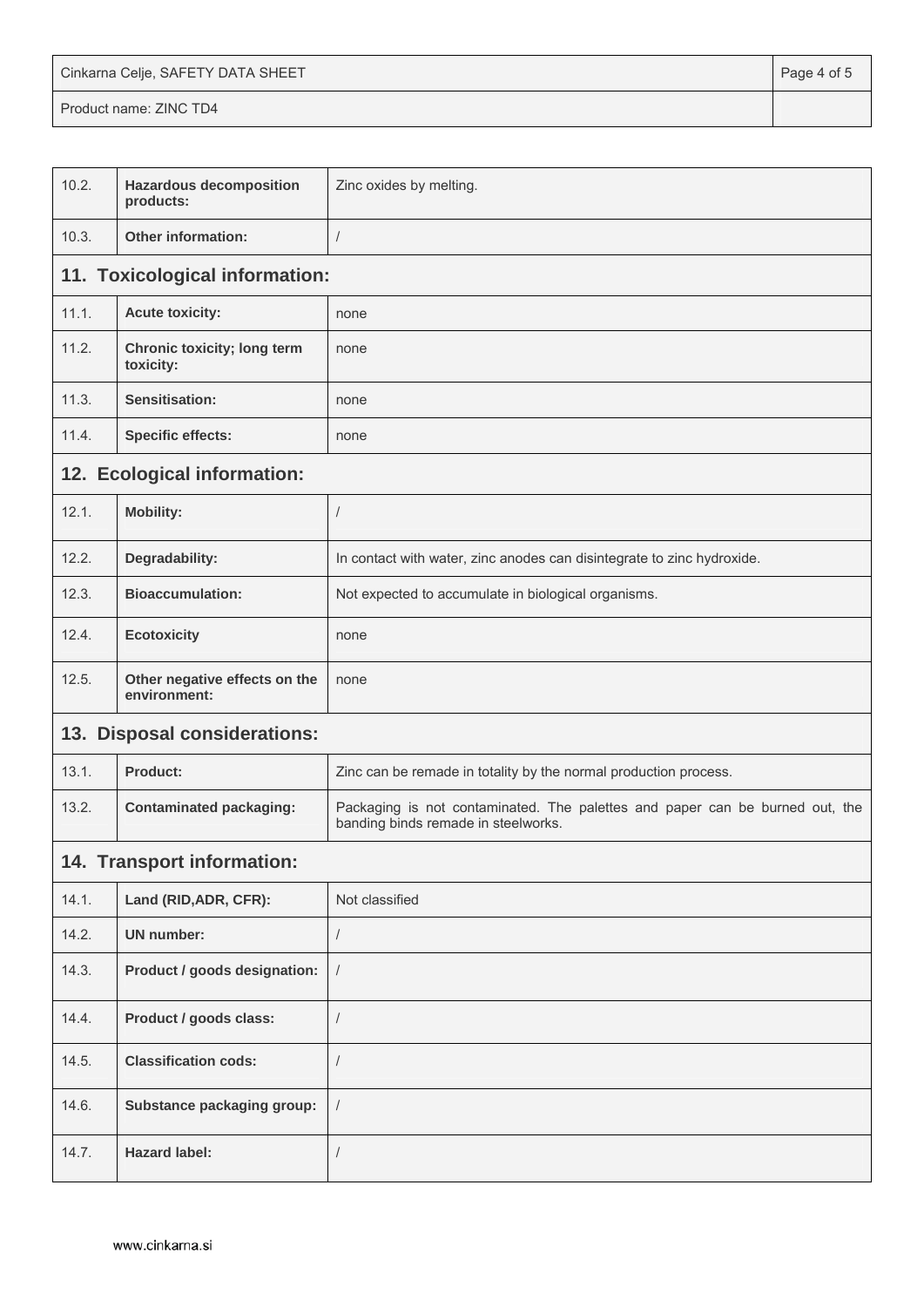| | | |
|---|---|---|
| 10.2. | **Hazardous decomposition products:** | Zinc oxides by melting. |
| 10.3. | **Other information:** | / |

## 11. Toxicological information:

| | | |
|---|---|---|
| 11.1. | **Acute toxicity:** | none |
| 11.2. | **Chronic toxicity; long term toxicity:** | none |
| 11.3. | **Sensitisation:** | none |
| 11.4. | **Specific effects:** | none |

## 12. Ecological information:

| | | |
|---|---|---|
| 12.1. | **Mobility:** | / |
| 12.2. | **Degradability:** | In contact with water, zinc anodes can disintegrate to zinc hydroxide. |
| 12.3. | **Bioaccumulation:** | Not expected to accumulate in biological organisms. |
| 12.4. | **Ecotoxicity** | none |
| 12.5. | **Other negative effects on the environment:** | none |

## 13. Disposal considerations:

| | | |
|---|---|---|
| 13.1. | **Product:** | Zinc can be remade in totality by the normal production process. |
| 13.2. | **Contaminated packaging:** | Packaging is not contaminated. The palettes and paper can be burned out, the banding binds remade in steelworks. |

## 14. Transport information:

| | | |
|---|---|---|
| 14.1. | **Land (RID,ADR, CFR):** | Not classified |
| 14.2. | **UN number:** | / |
| 14.3. | **Product / goods designation:** | / |
| 14.4. | **Product / goods class:** | / |
| 14.5. | **Classification cods:** | / |
| 14.6. | **Substance packaging group:** | / |
| 14.7. | **Hazard label:** | / |

www.cinkarna.si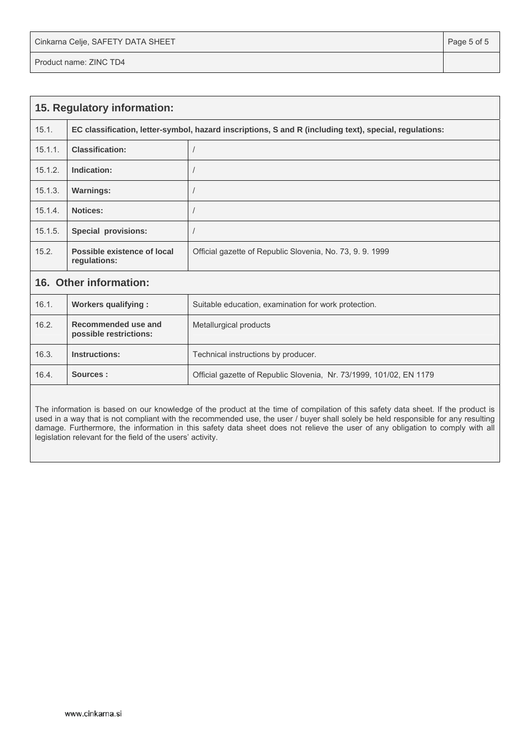## 15. Regulatory information:

| | | |
|---|---|---|
| 15.1. | **EC classification, letter-symbol, hazard inscriptions, S and R (including text), special, regulations:** | |
| 15.1.1. | **Classification:** | / |
| 15.1.2. | **Indication:** | / |
| 15.1.3. | **Warnings:** | / |
| 15.1.4. | **Notices:** | / |
| 15.1.5. | **Special provisions:** | / |
| 15.2. | **Possible existence of local regulations:** | Official gazette of Republic Slovenia, No. 73, 9. 9. 1999 |

## 16. Other information:

| | | |
|---|---|---|
| 16.1. | **Workers qualifying :** | Suitable education, examination for work protection. |
| 16.2. | **Recommended use and possible restrictions:** | Metallurgical products |
| 16.3. | **Instructions:** | Technical instructions by producer. |
| 16.4. | **Sources :** | Official gazette of Republic Slovenia, Nr. 73/1999, 101/02, EN 1179 |

The information is based on our knowledge of the product at the time of compilation of this safety data sheet. If the product is used in a way that is not compliant with the recommended use, the user / buyer shall solely be held responsible for any resulting damage. Furthermore, the information in this safety data sheet does not relieve the user of any obligation to comply with all legislation relevant for the field of the users' activity.